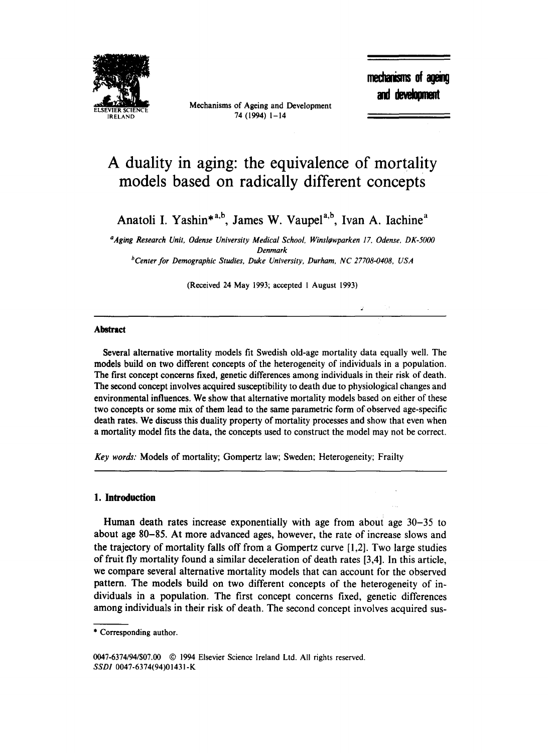# A duality in aging: the equivalence of mortality models based on radically different concepts

Anatoli I. Yashin*[a,b], James W. Vaupel[a,b], Ivan A. Iachine[a]

[a] Aging Research Unit, Odense University Medical School, Winsløwparken 17, Odense, DK-5000 Denmark

[b] Center for Demographic Studies, Duke University, Durham, NC 27708-0408, USA

(Received 24 May 1993; accepted 1 August 1993)

---

**Abstract**

Several alternative mortality models fit Swedish old-age mortality data equally well. The models build on two different concepts of the heterogeneity of individuals in a population. The first concept concerns fixed, genetic differences among individuals in their risk of death. The second concept involves acquired susceptibility to death due to physiological changes and environmental influences. We show that alternative mortality models based on either of these two concepts or some mix of them lead to the same parametric form of observed age-specific death rates. We discuss this duality property of mortality processes and show that even when a mortality model fits the data, the concepts used to construct the model may not be correct.

*Key words:* Models of mortality; Gompertz law; Sweden; Heterogeneity; Frailty

---

## 1. Introduction

Human death rates increase exponentially with age from about age 30–35 to about age 80–85. At more advanced ages, however, the rate of increase slows and the trajectory of mortality falls off from a Gompertz curve [1,2]. Two large studies of fruit fly mortality found a similar deceleration of death rates [3,4]. In this article, we compare several alternative mortality models that can account for the observed pattern. The models build on two different concepts of the heterogeneity of individuals in a population. The first concept concerns fixed, genetic differences among individuals in their risk of death. The second concept involves acquired sus-

---

* Corresponding author.

0047-6374/94/$07.00 © 1994 Elsevier Science Ireland Ltd. All rights reserved.
*SSDI* 0047-6374(94)01431-K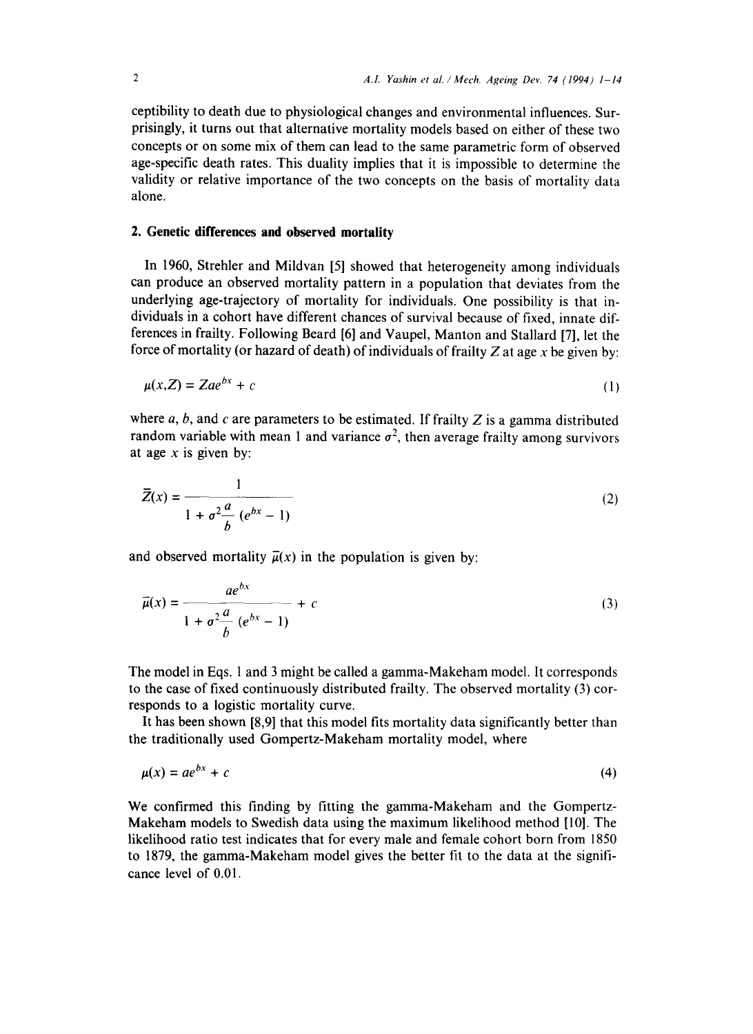ceptibility to death due to physiological changes and environmental influences. Surprisingly, it turns out that alternative mortality models based on either of these two concepts or on some mix of them can lead to the same parametric form of observed age-specific death rates. This duality implies that it is impossible to determine the validity or relative importance of the two concepts on the basis of mortality data alone.

## 2. Genetic differences and observed mortality

In 1960, Strehler and Mildvan [5] showed that heterogeneity among individuals can produce an observed mortality pattern in a population that deviates from the underlying age-trajectory of mortality for individuals. One possibility is that individuals in a cohort have different chances of survival because of fixed, innate differences in frailty. Following Beard [6] and Vaupel, Manton and Stallard [7], let the force of mortality (or hazard of death) of individuals of frailty $Z$ at age $x$ be given by:

$$\mu(x,Z) = Zae^{bx} + c \tag{1}$$

where $a$, $b$, and $c$ are parameters to be estimated. If frailty $Z$ is a gamma distributed random variable with mean 1 and variance $\sigma^2$, then average frailty among survivors at age $x$ is given by:

$$\bar{Z}(x) = \frac{1}{1 + \sigma^2 \frac{a}{b}(e^{bx} - 1)} \tag{2}$$

and observed mortality $\bar{\mu}(x)$ in the population is given by:

$$\bar{\mu}(x) = \frac{ae^{bx}}{1 + \sigma^2 \frac{a}{b}(e^{bx} - 1)} + c \tag{3}$$

The model in Eqs. 1 and 3 might be called a gamma-Makeham model. It corresponds to the case of fixed continuously distributed frailty. The observed mortality (3) corresponds to a logistic mortality curve.

It has been shown [8,9] that this model fits mortality data significantly better than the traditionally used Gompertz-Makeham mortality model, where

$$\mu(x) = ae^{bx} + c \tag{4}$$

We confirmed this finding by fitting the gamma-Makeham and the Gompertz-Makeham models to Swedish data using the maximum likelihood method [10]. The likelihood ratio test indicates that for every male and female cohort born from 1850 to 1879, the gamma-Makeham model gives the better fit to the data at the significance level of 0.01.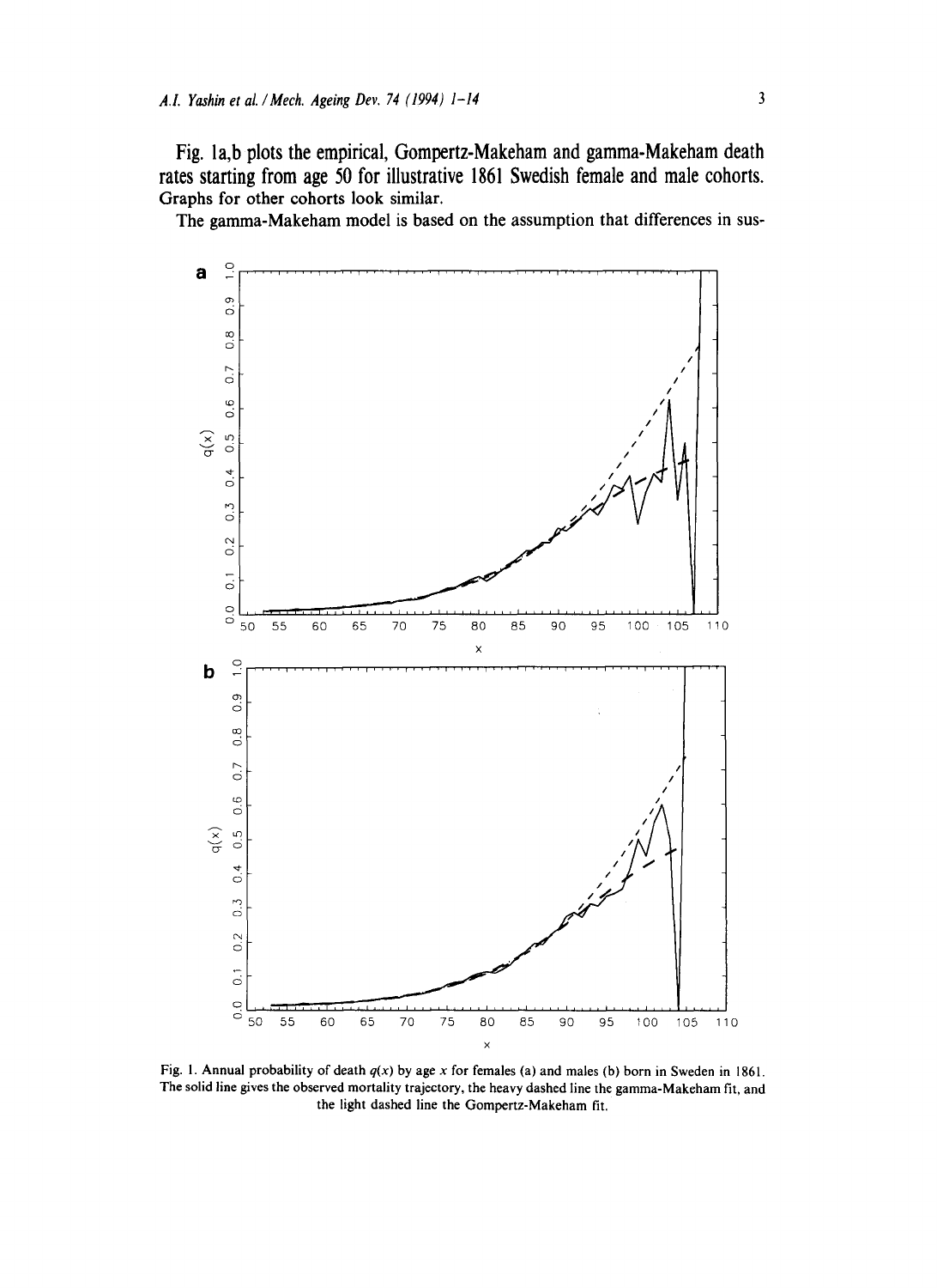Fig. 1a,b plots the empirical, Gompertz-Makeham and gamma-Makeham death rates starting from age 50 for illustrative 1861 Swedish female and male cohorts. Graphs for other cohorts look similar.

The gamma-Makeham model is based on the assumption that differences in sus-

Fig. 1. Annual probability of death $q(x)$ by age $x$ for females (a) and males (b) born in Sweden in 1861. The solid line gives the observed mortality trajectory, the heavy dashed line the gamma-Makeham fit, and the light dashed line the Gompertz-Makeham fit.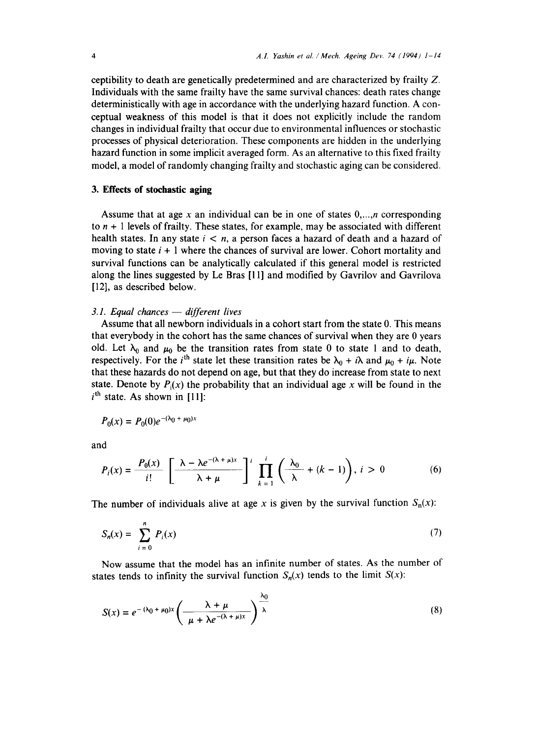ceptibility to death are genetically predetermined and are characterized by frailty $Z$. Individuals with the same frailty have the same survival chances: death rates change deterministically with age in accordance with the underlying hazard function. A conceptual weakness of this model is that it does not explicitly include the random changes in individual frailty that occur due to environmental influences or stochastic processes of physical deterioration. These components are hidden in the underlying hazard function in some implicit averaged form. As an alternative to this fixed frailty model, a model of randomly changing frailty and stochastic aging can be considered.

## 3. Effects of stochastic aging

Assume that at age $x$ an individual can be in one of states $0,...,n$ corresponding to $n + 1$ levels of frailty. These states, for example, may be associated with different health states. In any state $i < n$, a person faces a hazard of death and a hazard of moving to state $i + 1$ where the chances of survival are lower. Cohort mortality and survival functions can be analytically calculated if this general model is restricted along the lines suggested by Le Bras [11] and modified by Gavrilov and Gavrilova [12], as described below.

### 3.1. Equal chances — different lives

Assume that all newborn individuals in a cohort start from the state 0. This means that everybody in the cohort has the same chances of survival when they are 0 years old. Let $\lambda_0$ and $\mu_0$ be the transition rates from state 0 to state 1 and to death, respectively. For the $i^{\text{th}}$ state let these transition rates be $\lambda_0 + i\lambda$ and $\mu_0 + i\mu$. Note that these hazards do not depend on age, but that they do increase from state to next state. Denote by $P_i(x)$ the probability that an individual age $x$ will be found in the $i^{\text{th}}$ state. As shown in [11]:

$$P_0(x) = P_0(0)e^{-(\lambda_0 + \mu_0)x}$$

and

$$P_i(x) = \frac{P_0(x)}{i!}\left[\frac{\lambda - \lambda e^{-(\lambda + \mu)x}}{\lambda + \mu}\right]^i \prod_{k=1}^{i}\left(\frac{\lambda_0}{\lambda} + (k - 1)\right),\ i > 0 \tag{6}$$

The number of individuals alive at age $x$ is given by the survival function $S_n(x)$:

$$S_n(x) = \sum_{i=0}^{n} P_i(x) \tag{7}$$

Now assume that the model has an infinite number of states. As the number of states tends to infinity the survival function $S_n(x)$ tends to the limit $S(x)$:

$$S(x) = e^{-(\lambda_0 + \mu_0)x}\left(\frac{\lambda + \mu}{\mu + \lambda e^{-(\lambda + \mu)x}}\right)^{\frac{\lambda_0}{\lambda}} \tag{8}$$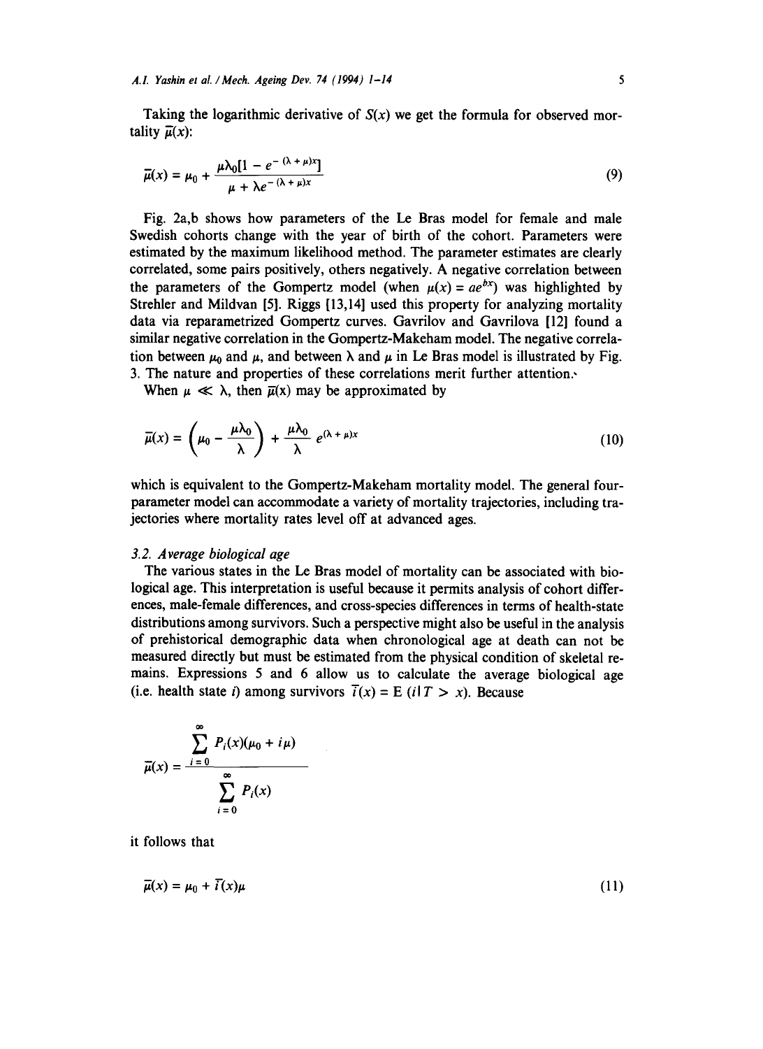Taking the logarithmic derivative of $S(x)$ we get the formula for observed mortality $\bar{\mu}(x)$:

$$\bar{\mu}(x) = \mu_0 + \frac{\mu\lambda_0[1 - e^{-(\lambda + \mu)x}]}{\mu + \lambda e^{-(\lambda + \mu)x}} \tag{9}$$

Fig. 2a,b shows how parameters of the Le Bras model for female and male Swedish cohorts change with the year of birth of the cohort. Parameters were estimated by the maximum likelihood method. The parameter estimates are clearly correlated, some pairs positively, others negatively. A negative correlation between the parameters of the Gompertz model (when $\mu(x) = ae^{bx}$) was highlighted by Strehler and Mildvan [5]. Riggs [13,14] used this property for analyzing mortality data via reparametrized Gompertz curves. Gavrilov and Gavrilova [12] found a similar negative correlation in the Gompertz-Makeham model. The negative correlation between $\mu_0$ and $\mu$, and between $\lambda$ and $\mu$ in Le Bras model is illustrated by Fig. 3. The nature and properties of these correlations merit further attention.

When $\mu \ll \lambda$, then $\bar{\mu}(x)$ may be approximated by

$$\bar{\mu}(x) = \left(\mu_0 - \frac{\mu\lambda_0}{\lambda}\right) + \frac{\mu\lambda_0}{\lambda} e^{(\lambda + \mu)x} \tag{10}$$

which is equivalent to the Gompertz-Makeham mortality model. The general four-parameter model can accommodate a variety of mortality trajectories, including trajectories where mortality rates level off at advanced ages.

### 3.2. *Average biological age*

The various states in the Le Bras model of mortality can be associated with biological age. This interpretation is useful because it permits analysis of cohort differences, male-female differences, and cross-species differences in terms of health-state distributions among survivors. Such a perspective might also be useful in the analysis of prehistorical demographic data when chronological age at death can not be measured directly but must be estimated from the physical condition of skeletal remains. Expressions 5 and 6 allow us to calculate the average biological age (i.e. health state $i$) among survivors $\bar{i}(x) = \mathrm{E}\,(i \,|\, T > x)$. Because

$$\bar{\mu}(x) = \frac{\sum_{i=0}^{\infty} P_i(x)(\mu_0 + i\mu)}{\sum_{i=0}^{\infty} P_i(x)}$$

it follows that

$$\bar{\mu}(x) = \mu_0 + \bar{i}(x)\mu \tag{11}$$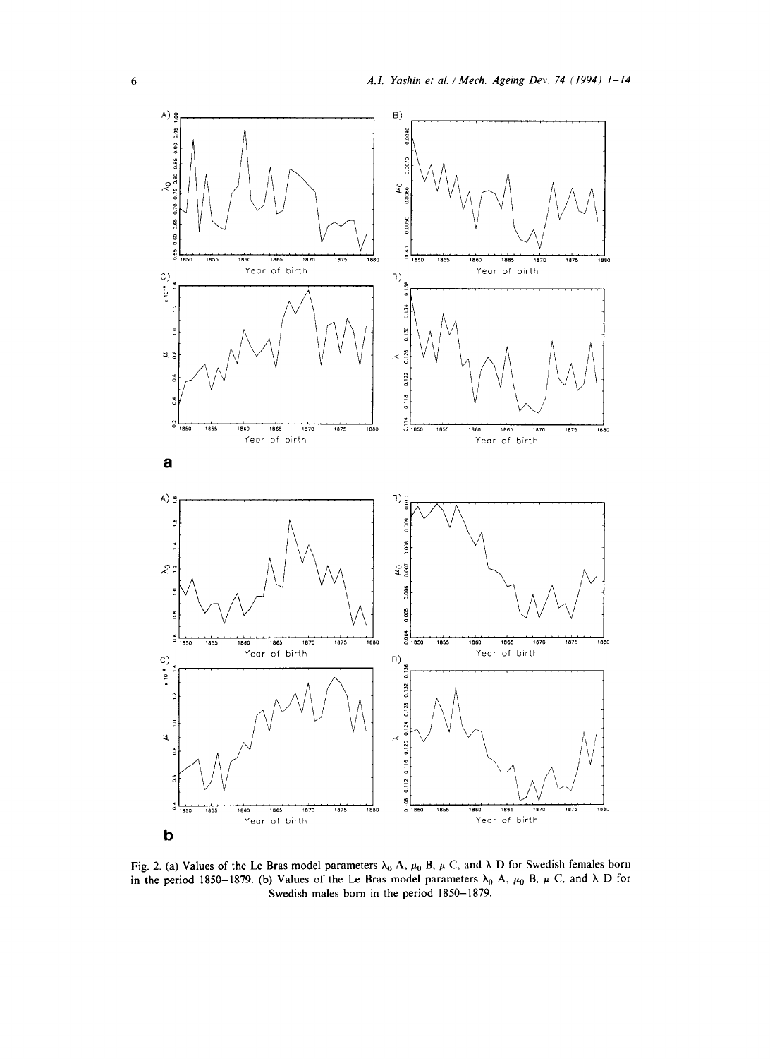Fig. 2. (a) Values of the Le Bras model parameters $\lambda_0$ A, $\mu_0$ B, $\mu$ C, and $\lambda$ D for Swedish females born in the period 1850–1879. (b) Values of the Le Bras model parameters $\lambda_0$ A, $\mu_0$ B, $\mu$ C, and $\lambda$ D for Swedish males born in the period 1850–1879.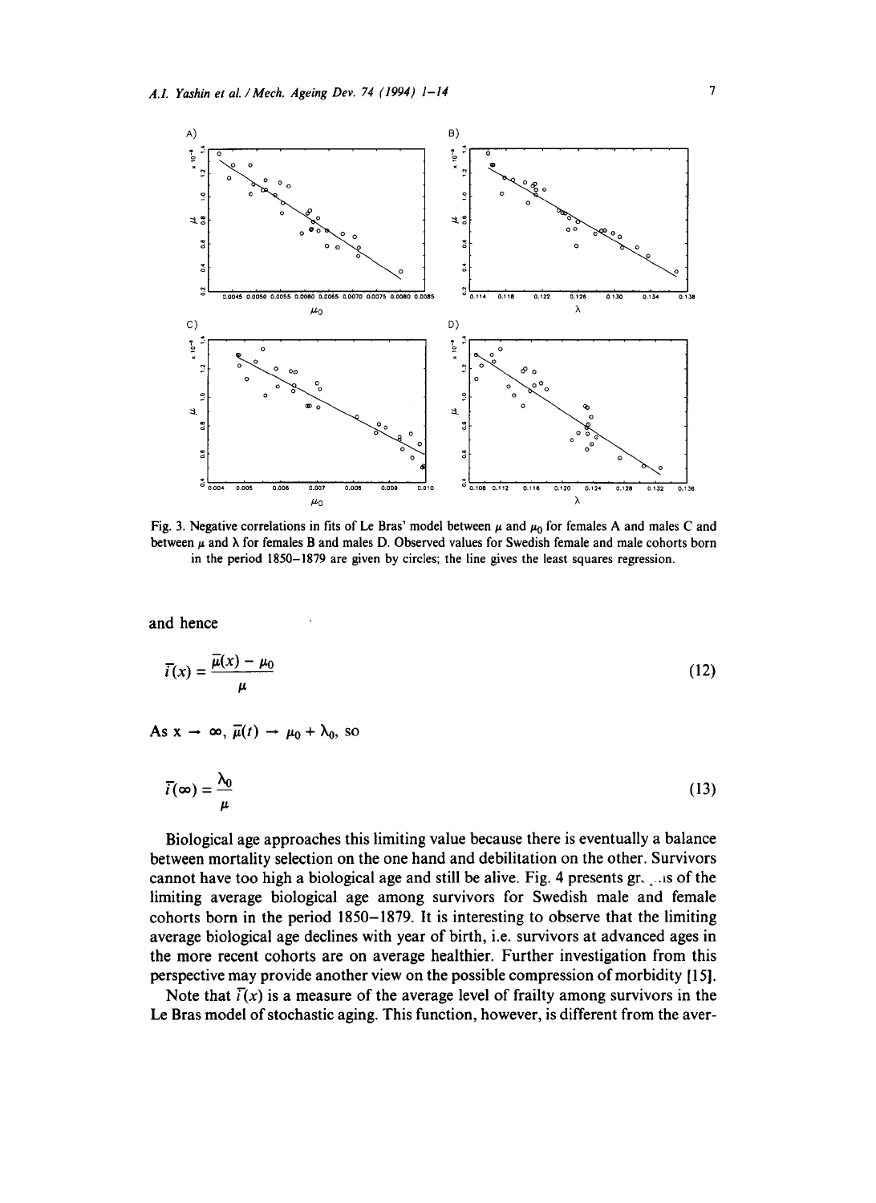Fig. 3. Negative correlations in fits of Le Bras' model between $\mu$ and $\mu_0$ for females A and males C and between $\mu$ and $\lambda$ for females B and males D. Observed values for Swedish female and male cohorts born in the period 1850–1879 are given by circles; the line gives the least squares regression.

and hence

$$\bar{I}(x) = \frac{\bar{\mu}(x) - \mu_0}{\mu} \tag{12}$$

As $x \rightarrow \infty$, $\bar{\mu}(t) \rightarrow \mu_0 + \lambda_0$, so

$$\bar{I}(\infty) = \frac{\lambda_0}{\mu} \tag{13}$$

Biological age approaches this limiting value because there is eventually a balance between mortality selection on the one hand and debilitation on the other. Survivors cannot have too high a biological age and still be alive. Fig. 4 presents graphs of the limiting average biological age among survivors for Swedish male and female cohorts born in the period 1850–1879. It is interesting to observe that the limiting average biological age declines with year of birth, i.e. survivors at advanced ages in the more recent cohorts are on average healthier. Further investigation from this perspective may provide another view on the possible compression of morbidity [15].

Note that $\bar{I}(x)$ is a measure of the average level of frailty among survivors in the Le Bras model of stochastic aging. This function, however, is different from the aver-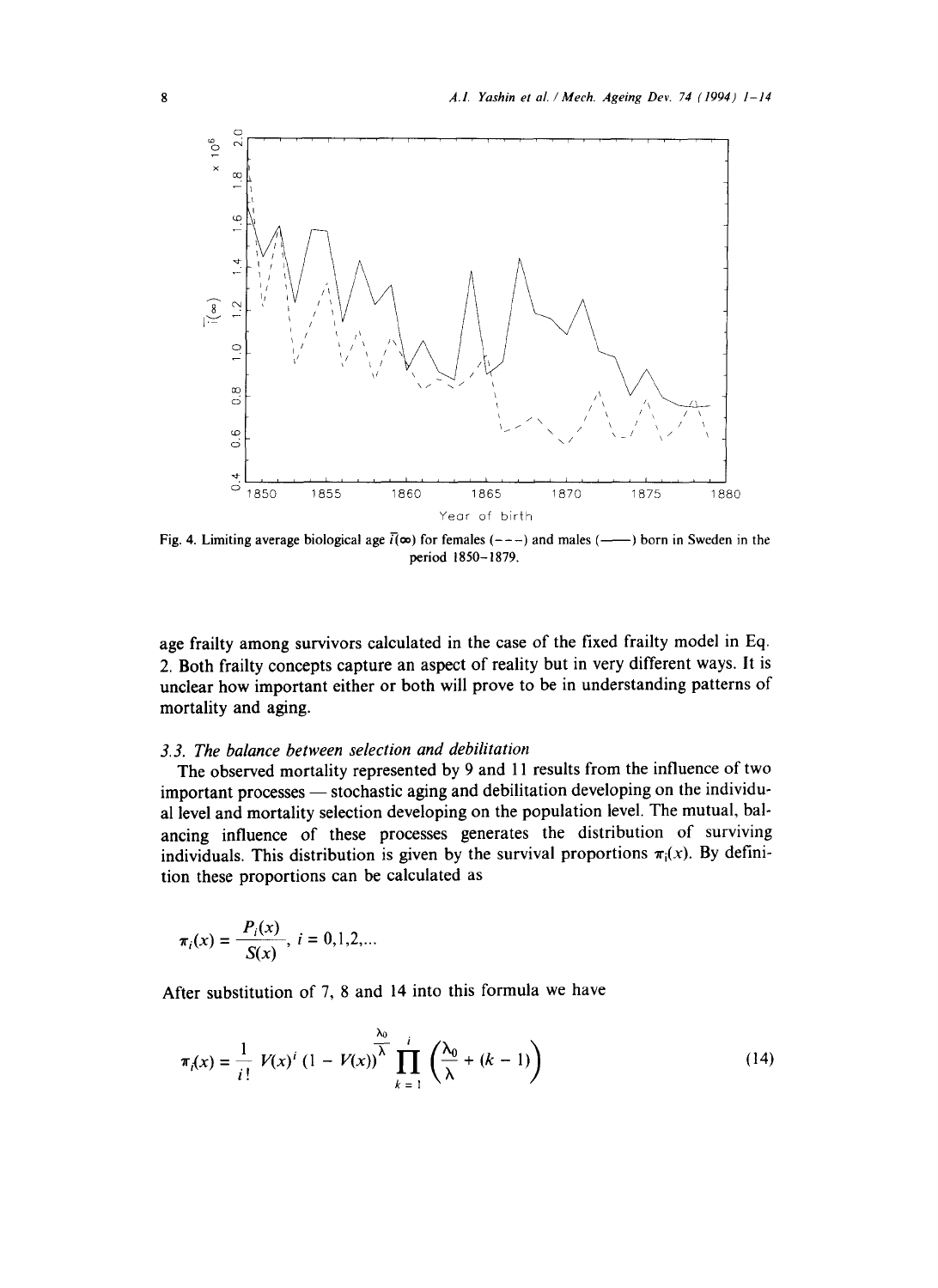Fig. 4. Limiting average biological age $\bar{i}(\infty)$ for females (– – –) and males (——) born in Sweden in the period 1850–1879.

age frailty among survivors calculated in the case of the fixed frailty model in Eq. 2. Both frailty concepts capture an aspect of reality but in very different ways. It is unclear how important either or both will prove to be in understanding patterns of mortality and aging.

### 3.3. The balance between selection and debilitation

The observed mortality represented by 9 and 11 results from the influence of two important processes — stochastic aging and debilitation developing on the individual level and mortality selection developing on the population level. The mutual, balancing influence of these processes generates the distribution of surviving individuals. This distribution is given by the survival proportions $\pi_i(x)$. By definition these proportions can be calculated as

$$\pi_i(x) = \frac{P_i(x)}{S(x)},\ i = 0,1,2,...$$

After substitution of 7, 8 and 14 into this formula we have

$$\pi_i(x) = \frac{1}{i!}\, V(x)^i\,(1 - V(x))^{\frac{\lambda_0}{\lambda}} \prod_{k=1}^{i} \left(\frac{\lambda_0}{\lambda} + (k-1)\right) \tag{14}$$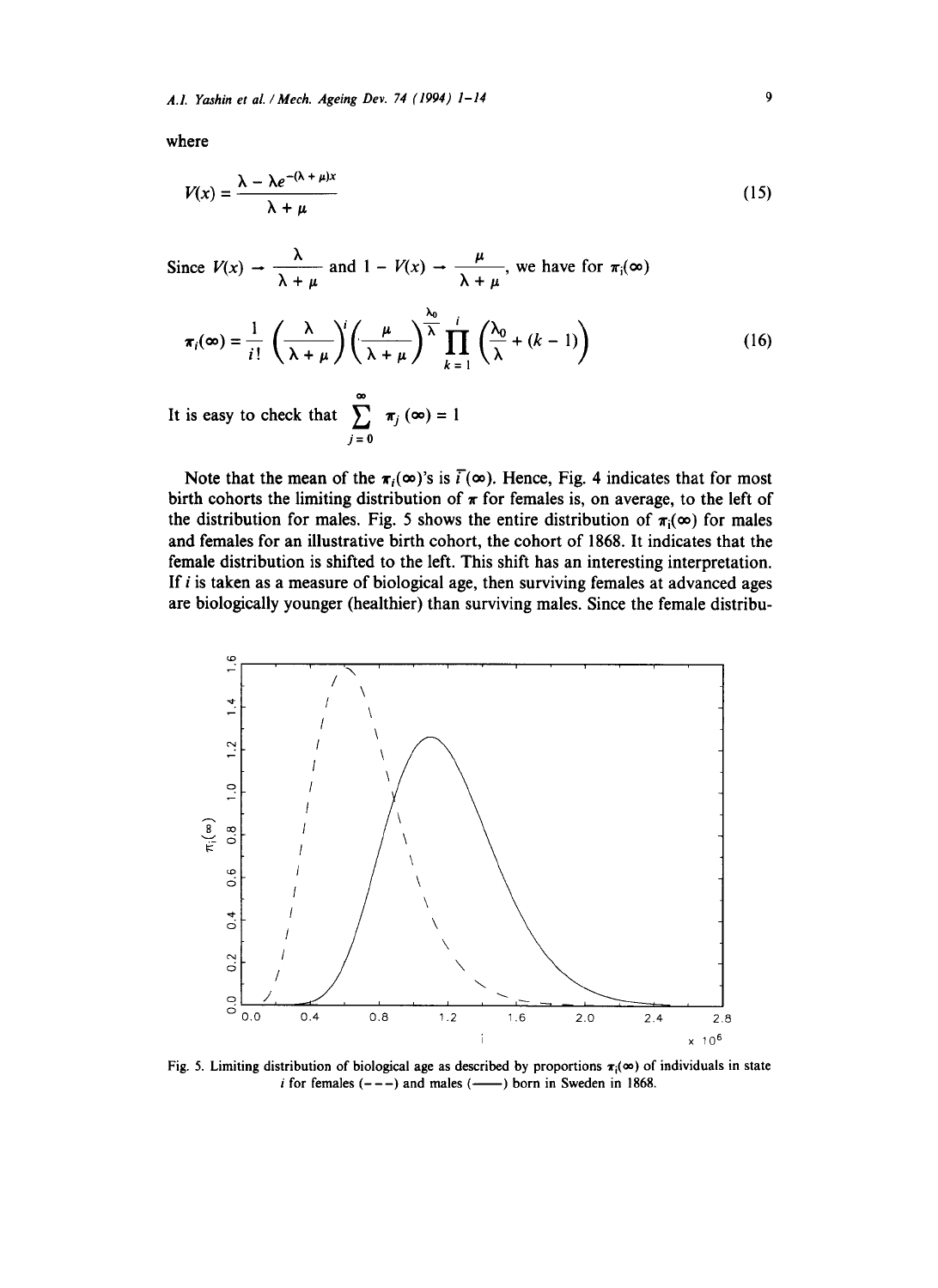where

$$V(x) = \frac{\lambda - \lambda e^{-(\lambda + \mu)x}}{\lambda + \mu} \tag{15}$$

Since $V(x) \rightarrow \frac{\lambda}{\lambda + \mu}$ and $1 - V(x) \rightarrow \frac{\mu}{\lambda + \mu}$, we have for $\pi_i(\infty)$

$$\pi_i(\infty) = \frac{1}{i!}\left(\frac{\lambda}{\lambda + \mu}\right)^i \left(\frac{\mu}{\lambda + \mu}\right)^{\frac{\lambda_0}{\lambda}} \prod_{k=1}^{i} \left(\frac{\lambda_0}{\lambda} + (k - 1)\right) \tag{16}$$

It is easy to check that $\sum_{j=0}^{\infty} \pi_j(\infty) = 1$

Note that the mean of the $\pi_i(\infty)$'s is $\bar{i}(\infty)$. Hence, Fig. 4 indicates that for most birth cohorts the limiting distribution of $\pi$ for females is, on average, to the left of the distribution for males. Fig. 5 shows the entire distribution of $\pi_i(\infty)$ for males and females for an illustrative birth cohort, the cohort of 1868. It indicates that the female distribution is shifted to the left. This shift has an interesting interpretation. If $i$ is taken as a measure of biological age, then surviving females at advanced ages are biologically younger (healthier) than surviving males. Since the female distribu-

Fig. 5. Limiting distribution of biological age as described by proportions $\pi_i(\infty)$ of individuals in state $i$ for females (- - -) and males (——) born in Sweden in 1868.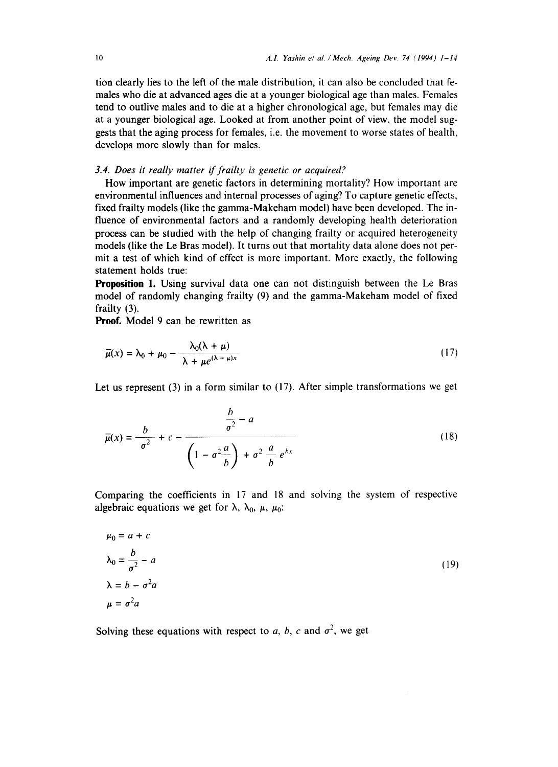tion clearly lies to the left of the male distribution, it can also be concluded that females who die at advanced ages die at a younger biological age than males. Females tend to outlive males and to die at a higher chronological age, but females may die at a younger biological age. Looked at from another point of view, the model suggests that the aging process for females, i.e. the movement to worse states of health, develops more slowly than for males.

### 3.4. Does it really matter if frailty is genetic or acquired?

How important are genetic factors in determining mortality? How important are environmental influences and internal processes of aging? To capture genetic effects, fixed frailty models (like the gamma-Makeham model) have been developed. The influence of environmental factors and a randomly developing health deterioration process can be studied with the help of changing frailty or acquired heterogeneity models (like the Le Bras model). It turns out that mortality data alone does not permit a test of which kind of effect is more important. More exactly, the following statement holds true:

**Proposition 1.** Using survival data one can not distinguish between the Le Bras model of randomly changing frailty (9) and the gamma-Makeham model of fixed frailty (3).

**Proof.** Model 9 can be rewritten as

$$\bar{\mu}(x) = \lambda_0 + \mu_0 - \frac{\lambda_0(\lambda + \mu)}{\lambda + \mu e^{(\lambda + \mu)x}} \tag{17}$$

Let us represent (3) in a form similar to (17). After simple transformations we get

$$\bar{\mu}(x) = \frac{b}{\sigma^2} + c - \frac{\dfrac{b}{\sigma^2} - a}{\left(1 - \sigma^2 \dfrac{a}{b}\right) + \sigma^2 \dfrac{a}{b} e^{bx}} \tag{18}$$

Comparing the coefficients in 17 and 18 and solving the system of respective algebraic equations we get for $\lambda$, $\lambda_0$, $\mu$, $\mu_0$:

$$\begin{aligned}
\mu_0 &= a + c \\
\lambda_0 &= \frac{b}{\sigma^2} - a \\
\lambda &= b - \sigma^2 a \\
\mu &= \sigma^2 a
\end{aligned} \tag{19}$$

Solving these equations with respect to $a$, $b$, $c$ and $\sigma^2$, we get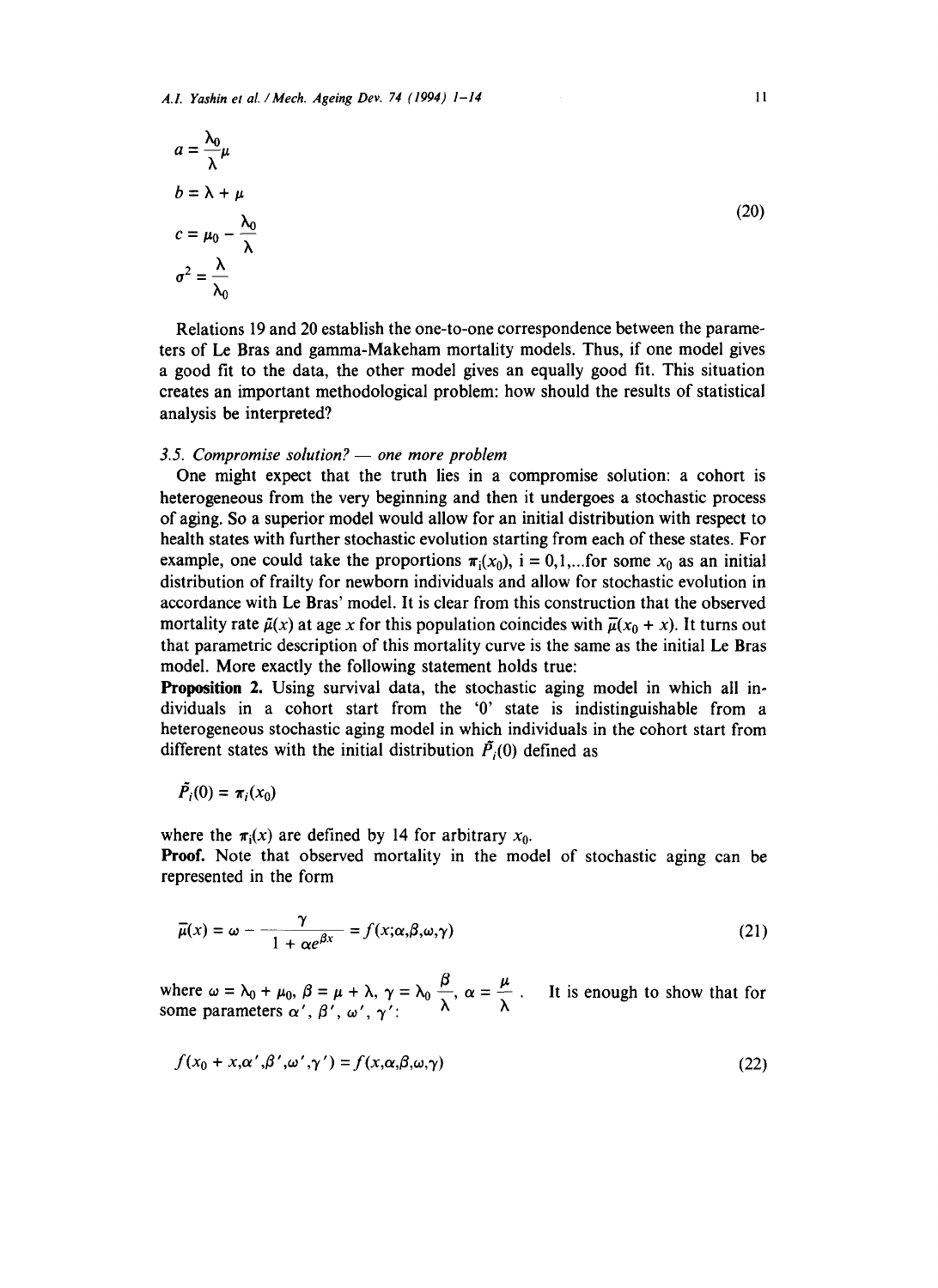$$
\begin{aligned}
a &= \frac{\lambda_0}{\lambda}\mu \\
b &= \lambda + \mu \\
c &= \mu_0 - \frac{\lambda_0}{\lambda} \\
\sigma^2 &= \frac{\lambda}{\lambda_0}
\end{aligned}
\tag{20}
$$

Relations 19 and 20 establish the one-to-one correspondence between the parameters of Le Bras and gamma-Makeham mortality models. Thus, if one model gives a good fit to the data, the other model gives an equally good fit. This situation creates an important methodological problem: how should the results of statistical analysis be interpreted?

### 3.5. *Compromise solution? — one more problem*

One might expect that the truth lies in a compromise solution: a cohort is heterogeneous from the very beginning and then it undergoes a stochastic process of aging. So a superior model would allow for an initial distribution with respect to health states with further stochastic evolution starting from each of these states. For example, one could take the proportions $\pi_i(x_0)$, i = 0,1,...for some $x_0$ as an initial distribution of frailty for newborn individuals and allow for stochastic evolution in accordance with Le Bras' model. It is clear from this construction that the observed mortality rate $\tilde{\mu}(x)$ at age $x$ for this population coincides with $\bar{\mu}(x_0 + x)$. It turns out that parametric description of this mortality curve is the same as the initial Le Bras model. More exactly the following statement holds true:

**Proposition 2.** Using survival data, the stochastic aging model in which all individuals in a cohort start from the '0' state is indistinguishable from a heterogeneous stochastic aging model in which individuals in the cohort start from different states with the initial distribution $\tilde{P}_i(0)$ defined as

$$
\tilde{P}_i(0) = \pi_i(x_0)
$$

where the $\pi_i(x)$ are defined by 14 for arbitrary $x_0$.

**Proof.** Note that observed mortality in the model of stochastic aging can be represented in the form

$$
\bar{\mu}(x) = \omega - \frac{\gamma}{1 + \alpha e^{\beta x}} = f(x;\alpha,\beta,\omega,\gamma) \tag{21}
$$

where $\omega = \lambda_0 + \mu_0$, $\beta = \mu + \lambda$, $\gamma = \lambda_0 \frac{\beta}{\lambda}$, $\alpha = \frac{\mu}{\lambda}$. It is enough to show that for some parameters $\alpha'$, $\beta'$, $\omega'$, $\gamma'$:

$$
f(x_0 + x,\alpha',\beta',\omega',\gamma') = f(x,\alpha,\beta,\omega,\gamma) \tag{22}
$$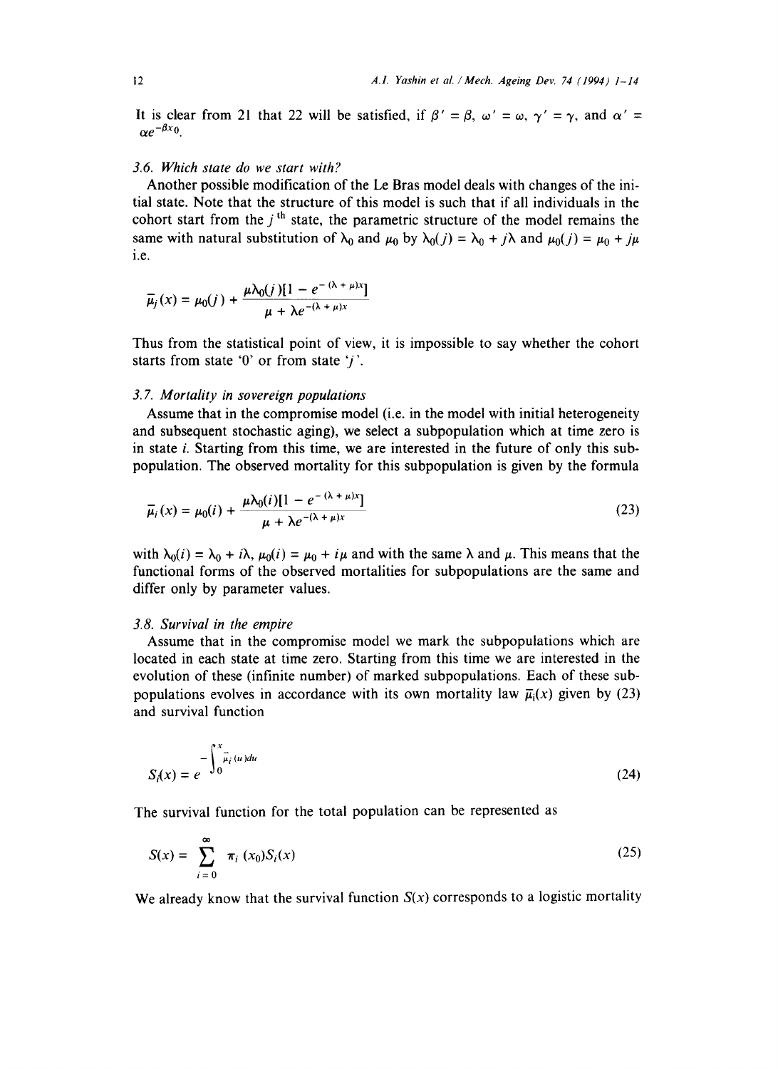It is clear from 21 that 22 will be satisfied, if $\beta' = \beta$, $\omega' = \omega$, $\gamma' = \gamma$, and $\alpha' = \alpha e^{-\beta x_0}$.

### 3.6. *Which state do we start with?*

Another possible modification of the Le Bras model deals with changes of the initial state. Note that the structure of this model is such that if all individuals in the cohort start from the $j^{\text{th}}$ state, the parametric structure of the model remains the same with natural substitution of $\lambda_0$ and $\mu_0$ by $\lambda_0(j) = \lambda_0 + j\lambda$ and $\mu_0(j) = \mu_0 + j\mu$ i.e.

$$\bar{\mu}_j(x) = \mu_0(j) + \frac{\mu\lambda_0(j)[1 - e^{-(\lambda+\mu)x}]}{\mu + \lambda e^{-(\lambda+\mu)x}}$$

Thus from the statistical point of view, it is impossible to say whether the cohort starts from state '0' or from state '$j$'.

### 3.7. *Mortality in sovereign populations*

Assume that in the compromise model (i.e. in the model with initial heterogeneity and subsequent stochastic aging), we select a subpopulation which at time zero is in state $i$. Starting from this time, we are interested in the future of only this subpopulation. The observed mortality for this subpopulation is given by the formula

$$\bar{\mu}_i(x) = \mu_0(i) + \frac{\mu\lambda_0(i)[1 - e^{-(\lambda+\mu)x}]}{\mu + \lambda e^{-(\lambda+\mu)x}} \tag{23}$$

with $\lambda_0(i) = \lambda_0 + i\lambda$, $\mu_0(i) = \mu_0 + i\mu$ and with the same $\lambda$ and $\mu$. This means that the functional forms of the observed mortalities for subpopulations are the same and differ only by parameter values.

### 3.8. *Survival in the empire*

Assume that in the compromise model we mark the subpopulations which are located in each state at time zero. Starting from this time we are interested in the evolution of these (infinite number) of marked subpopulations. Each of these subpopulations evolves in accordance with its own mortality law $\bar{\mu}_i(x)$ given by (23) and survival function

$$S_i(x) = e^{-\int_0^x \bar{\mu}_i(u)du} \tag{24}$$

The survival function for the total population can be represented as

$$S(x) = \sum_{i=0}^{\infty} \pi_i(x_0) S_i(x) \tag{25}$$

We already know that the survival function $S(x)$ corresponds to a logistic mortality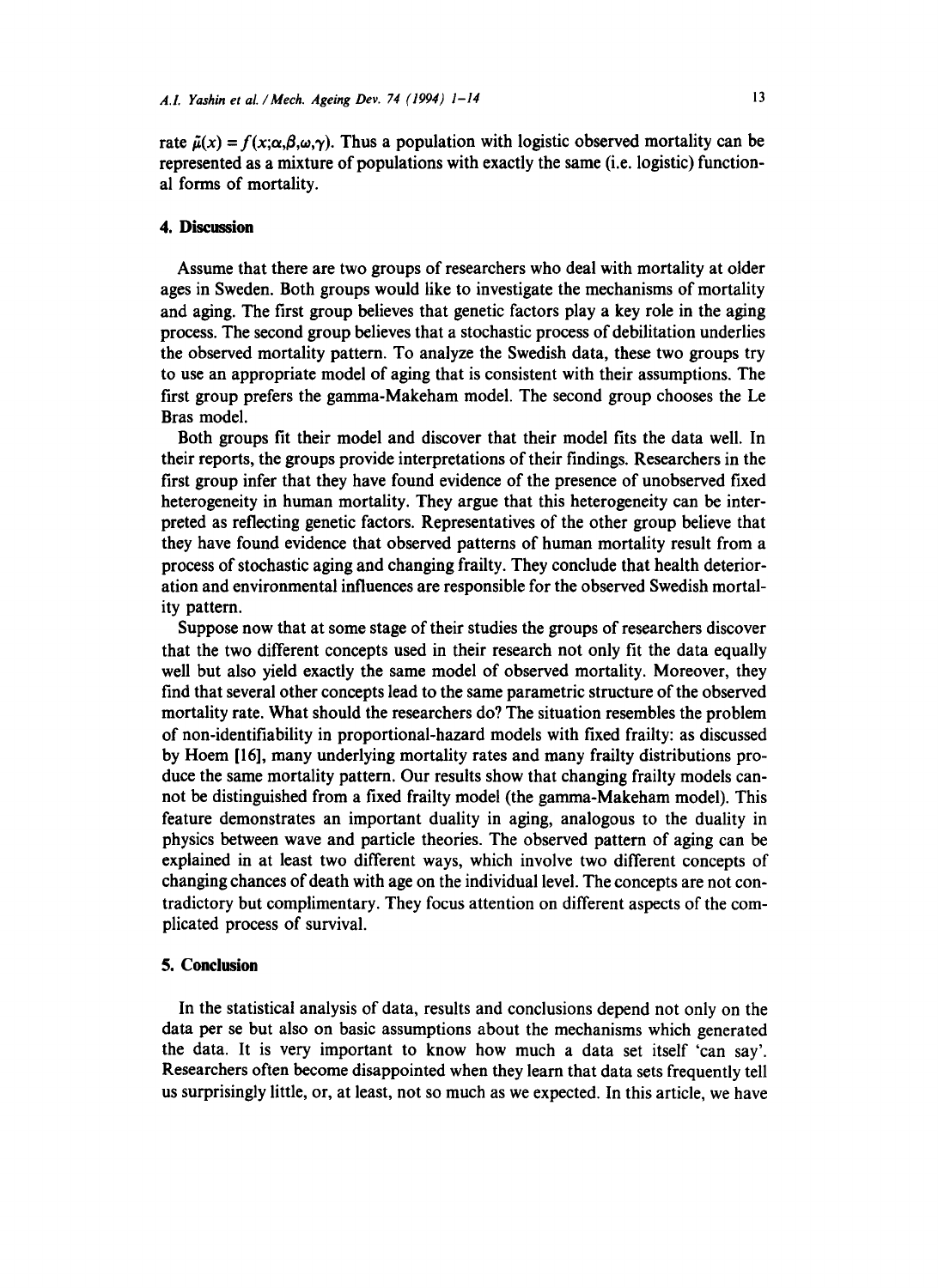rate $\tilde{\mu}(x) = f(x;\alpha,\beta,\omega,\gamma)$. Thus a population with logistic observed mortality can be represented as a mixture of populations with exactly the same (i.e. logistic) functional forms of mortality.

## 4. Discussion

Assume that there are two groups of researchers who deal with mortality at older ages in Sweden. Both groups would like to investigate the mechanisms of mortality and aging. The first group believes that genetic factors play a key role in the aging process. The second group believes that a stochastic process of debilitation underlies the observed mortality pattern. To analyze the Swedish data, these two groups try to use an appropriate model of aging that is consistent with their assumptions. The first group prefers the gamma-Makeham model. The second group chooses the Le Bras model.

Both groups fit their model and discover that their model fits the data well. In their reports, the groups provide interpretations of their findings. Researchers in the first group infer that they have found evidence of the presence of unobserved fixed heterogeneity in human mortality. They argue that this heterogeneity can be interpreted as reflecting genetic factors. Representatives of the other group believe that they have found evidence that observed patterns of human mortality result from a process of stochastic aging and changing frailty. They conclude that health deterioration and environmental influences are responsible for the observed Swedish mortality pattern.

Suppose now that at some stage of their studies the groups of researchers discover that the two different concepts used in their research not only fit the data equally well but also yield exactly the same model of observed mortality. Moreover, they find that several other concepts lead to the same parametric structure of the observed mortality rate. What should the researchers do? The situation resembles the problem of non-identifiability in proportional-hazard models with fixed frailty: as discussed by Hoem [16], many underlying mortality rates and many frailty distributions produce the same mortality pattern. Our results show that changing frailty models cannot be distinguished from a fixed frailty model (the gamma-Makeham model). This feature demonstrates an important duality in aging, analogous to the duality in physics between wave and particle theories. The observed pattern of aging can be explained in at least two different ways, which involve two different concepts of changing chances of death with age on the individual level. The concepts are not contradictory but complimentary. They focus attention on different aspects of the complicated process of survival.

## 5. Conclusion

In the statistical analysis of data, results and conclusions depend not only on the data per se but also on basic assumptions about the mechanisms which generated the data. It is very important to know how much a data set itself 'can say'. Researchers often become disappointed when they learn that data sets frequently tell us surprisingly little, or, at least, not so much as we expected. In this article, we have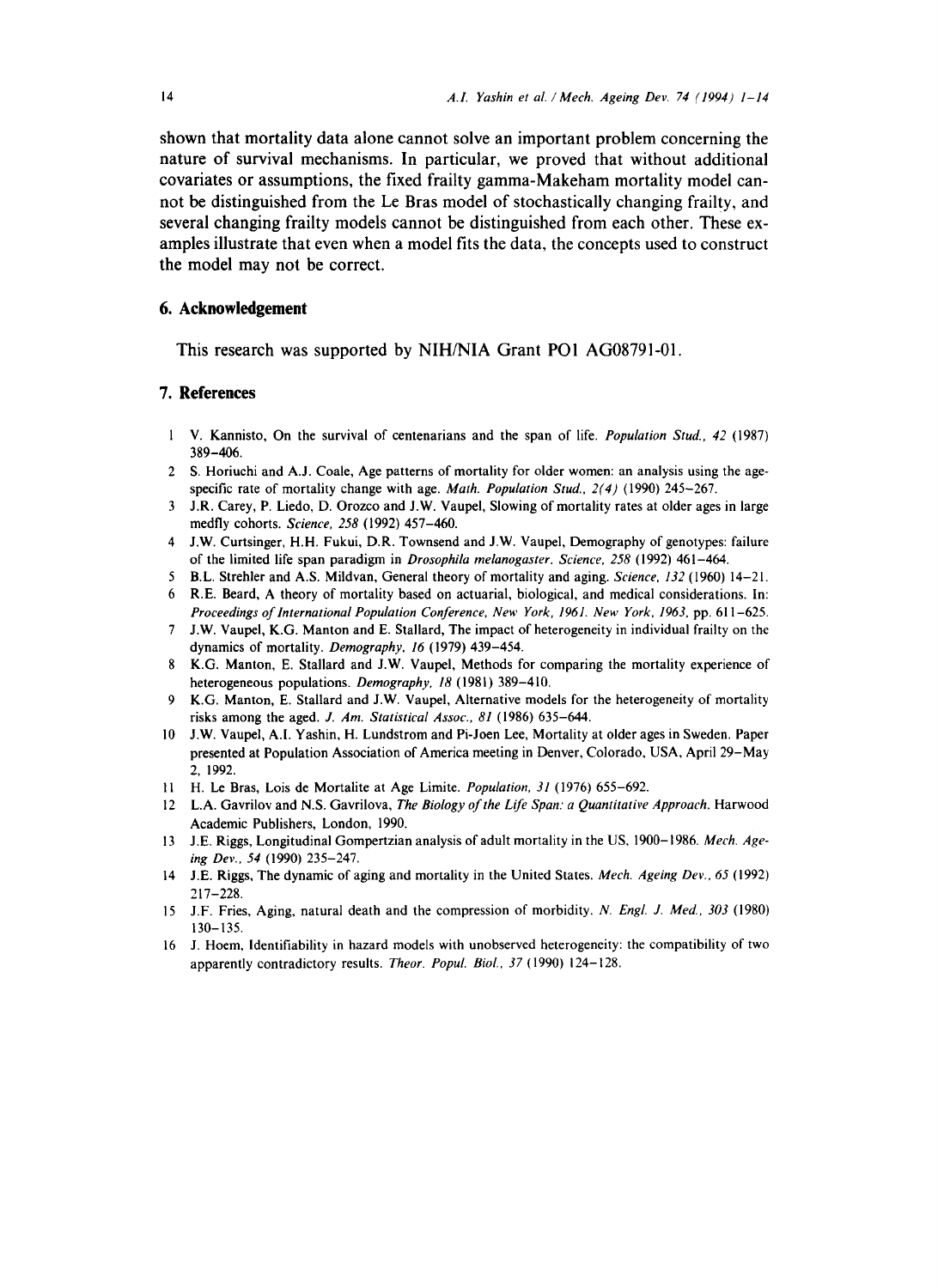shown that mortality data alone cannot solve an important problem concerning the nature of survival mechanisms. In particular, we proved that without additional covariates or assumptions, the fixed frailty gamma-Makeham mortality model cannot be distinguished from the Le Bras model of stochastically changing frailty, and several changing frailty models cannot be distinguished from each other. These examples illustrate that even when a model fits the data, the concepts used to construct the model may not be correct.

## 6. Acknowledgement

This research was supported by NIH/NIA Grant PO1 AG08791-01.

## 7. References

1. V. Kannisto, On the survival of centenarians and the span of life. *Population Stud., 42* (1987) 389–406.
2. S. Horiuchi and A.J. Coale, Age patterns of mortality for older women: an analysis using the age-specific rate of mortality change with age. *Math. Population Stud., 2(4)* (1990) 245–267.
3. J.R. Carey, P. Liedo, D. Orozco and J.W. Vaupel, Slowing of mortality rates at older ages in large medfly cohorts. *Science, 258* (1992) 457–460.
4. J.W. Curtsinger, H.H. Fukui, D.R. Townsend and J.W. Vaupel, Demography of genotypes: failure of the limited life span paradigm in *Drosophila melanogaster*. *Science, 258* (1992) 461–464.
5. B.L. Strehler and A.S. Mildvan, General theory of mortality and aging. *Science, 132* (1960) 14–21.
6. R.E. Beard, A theory of mortality based on actuarial, biological, and medical considerations. In: *Proceedings of International Population Conference, New York, 1961. New York, 1963*, pp. 611–625.
7. J.W. Vaupel, K.G. Manton and E. Stallard, The impact of heterogeneity in individual frailty on the dynamics of mortality. *Demography, 16* (1979) 439–454.
8. K.G. Manton, E. Stallard and J.W. Vaupel, Methods for comparing the mortality experience of heterogeneous populations. *Demography, 18* (1981) 389–410.
9. K.G. Manton, E. Stallard and J.W. Vaupel, Alternative models for the heterogeneity of mortality risks among the aged. *J. Am. Statistical Assoc., 81* (1986) 635–644.
10. J.W. Vaupel, A.I. Yashin, H. Lundstrom and Pi-Joen Lee, Mortality at older ages in Sweden. Paper presented at Population Association of America meeting in Denver, Colorado, USA, April 29–May 2, 1992.
11. H. Le Bras, Lois de Mortalite at Age Limite. *Population, 31* (1976) 655–692.
12. L.A. Gavrilov and N.S. Gavrilova, *The Biology of the Life Span: a Quantitative Approach.* Harwood Academic Publishers, London, 1990.
13. J.E. Riggs, Longitudinal Gompertzian analysis of adult mortality in the US, 1900–1986. *Mech. Ageing Dev., 54* (1990) 235–247.
14. J.E. Riggs, The dynamic of aging and mortality in the United States. *Mech. Ageing Dev., 65* (1992) 217–228.
15. J.F. Fries, Aging, natural death and the compression of morbidity. *N. Engl. J. Med., 303* (1980) 130–135.
16. J. Hoem, Identifiability in hazard models with unobserved heterogeneity: the compatibility of two apparently contradictory results. *Theor. Popul. Biol., 37* (1990) 124–128.